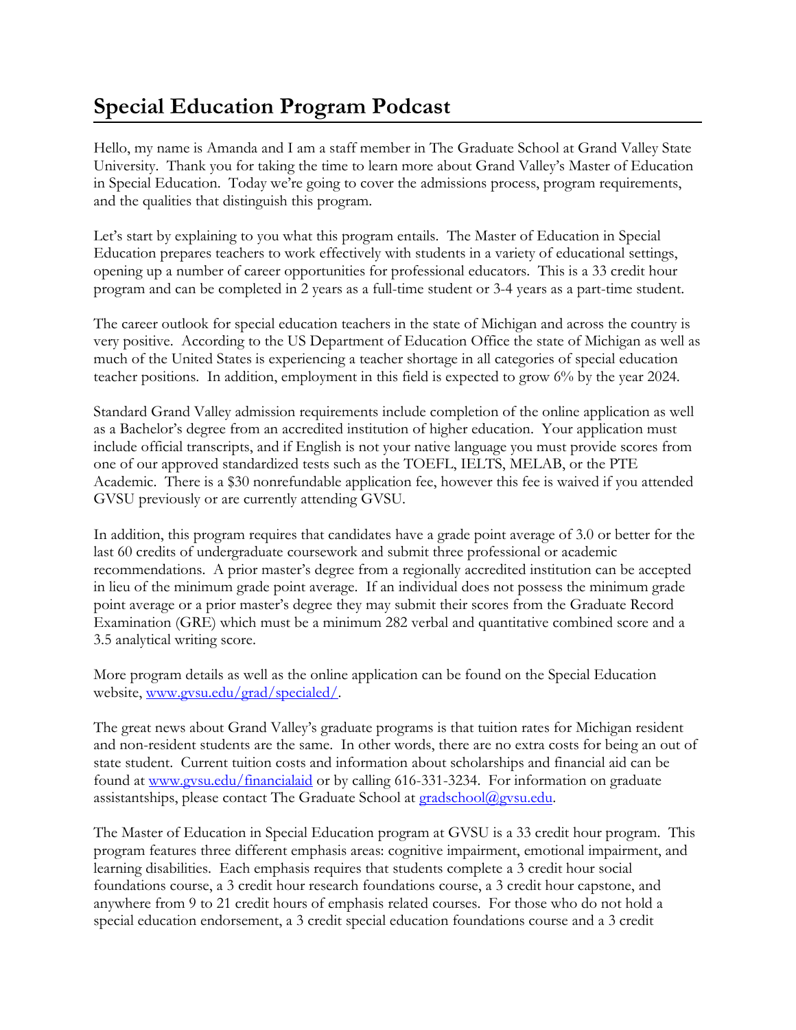# Special Education Program Podcast

Hello, my name is Amanda and I am a staff member in The Graduate School at Grand Valley State University. Thank you for taking the time to learn more about Grand Valley's Master of Education in Special Education. Today we're going to cover the admissions process, program requirements, and the qualities that distinguish this program.

Let's start by explaining to you what this program entails. The Master of Education in Special Education prepares teachers to work effectively with students in a variety of educational settings, opening up a number of career opportunities for professional educators. This is a 33 credit hour program and can be completed in 2 years as a full-time student or 3-4 years as a part-time student.

The career outlook for special education teachers in the state of Michigan and across the country is very positive. According to the US Department of Education Office the state of Michigan as well as much of the United States is experiencing a teacher shortage in all categories of special education teacher positions. In addition, employment in this field is expected to grow 6% by the year 2024.

Standard Grand Valley admission requirements include completion of the online application as well as a Bachelor's degree from an accredited institution of higher education. Your application must include official transcripts, and if English is not your native language you must provide scores from one of our approved standardized tests such as the TOEFL, IELTS, MELAB, or the PTE Academic. There is a $30 nonrefundable application fee, however this fee is waived if you attended GVSU previously or are currently attending GVSU.

In addition, this program requires that candidates have a grade point average of 3.0 or better for the last 60 credits of undergraduate coursework and submit three professional or academic recommendations. A prior master's degree from a regionally accredited institution can be accepted in lieu of the minimum grade point average. If an individual does not possess the minimum grade point average or a prior master's degree they may submit their scores from the Graduate Record Examination (GRE) which must be a minimum 282 verbal and quantitative combined score and a 3.5 analytical writing score.

More program details as well as the online application can be found on the Special Education website, [www.gvsu.edu/grad/specialed/](http://www.gvsu.edu/grad/specialed/).

The great news about Grand Valley's graduate programs is that tuition rates for Michigan resident and non-resident students are the same. In other words, there are no extra costs for being an out of state student. Current tuition costs and information about scholarships and financial aid can be found at [www.gvsu.edu/financialaid](http://www.gvsu.edu/financialaid) or by calling 616-331-3234. For information on graduate assistantships, please contact The Graduate School at [gradschool@gvsu.edu](mailto:gradschool@gvsu.edu).

The Master of Education in Special Education program at GVSU is a 33 credit hour program. This program features three different emphasis areas: cognitive impairment, emotional impairment, and learning disabilities. Each emphasis requires that students complete a 3 credit hour social foundations course, a 3 credit hour research foundations course, a 3 credit hour capstone, and anywhere from 9 to 21 credit hours of emphasis related courses. For those who do not hold a special education endorsement, a 3 credit special education foundations course and a 3 credit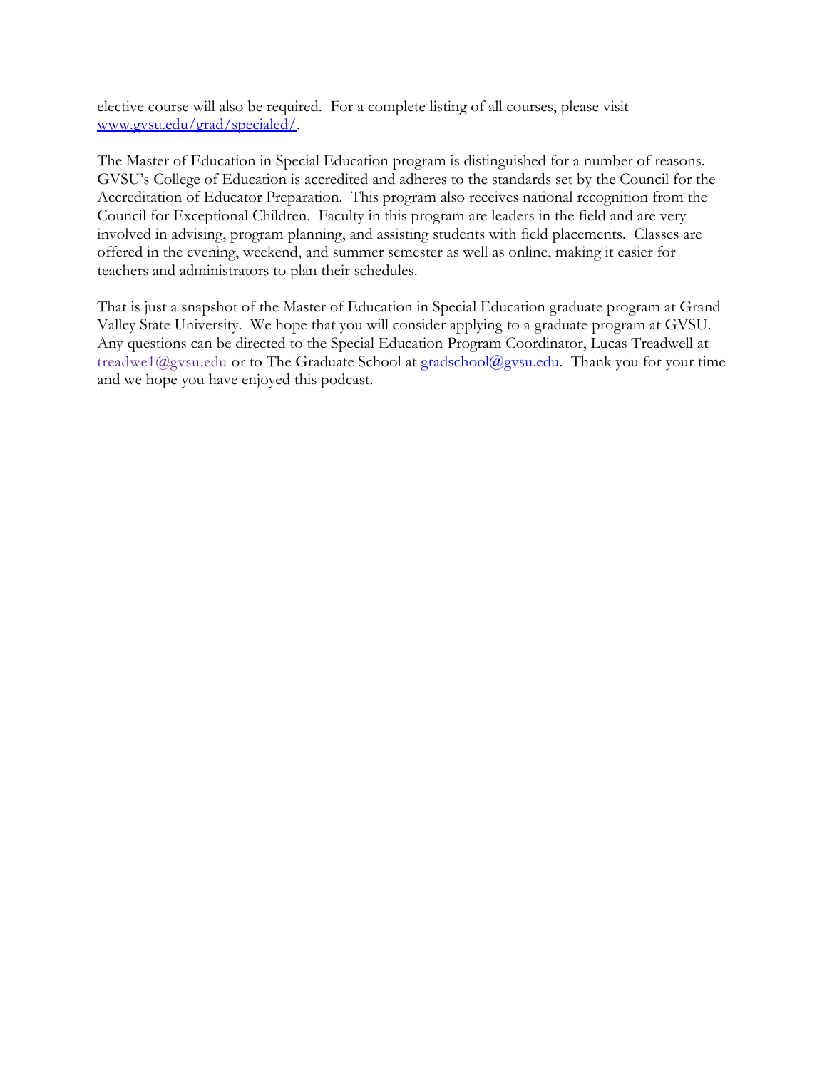elective course will also be required. For a complete listing of all courses, please visit [www.gvsu.edu/grad/specialed/](www.gvsu.edu/grad/specialed/).

The Master of Education in Special Education program is distinguished for a number of reasons. GVSU's College of Education is accredited and adheres to the standards set by the Council for the Accreditation of Educator Preparation. This program also receives national recognition from the Council for Exceptional Children. Faculty in this program are leaders in the field and are very involved in advising, program planning, and assisting students with field placements. Classes are offered in the evening, weekend, and summer semester as well as online, making it easier for teachers and administrators to plan their schedules.

That is just a snapshot of the Master of Education in Special Education graduate program at Grand Valley State University. We hope that you will consider applying to a graduate program at GVSU. Any questions can be directed to the Special Education Program Coordinator, Lucas Treadwell at [treadwe1@gvsu.edu](mailto:treadwe1@gvsu.edu) or to The Graduate School at [gradschool@gvsu.edu](mailto:gradschool@gvsu.edu). Thank you for your time and we hope you have enjoyed this podcast.